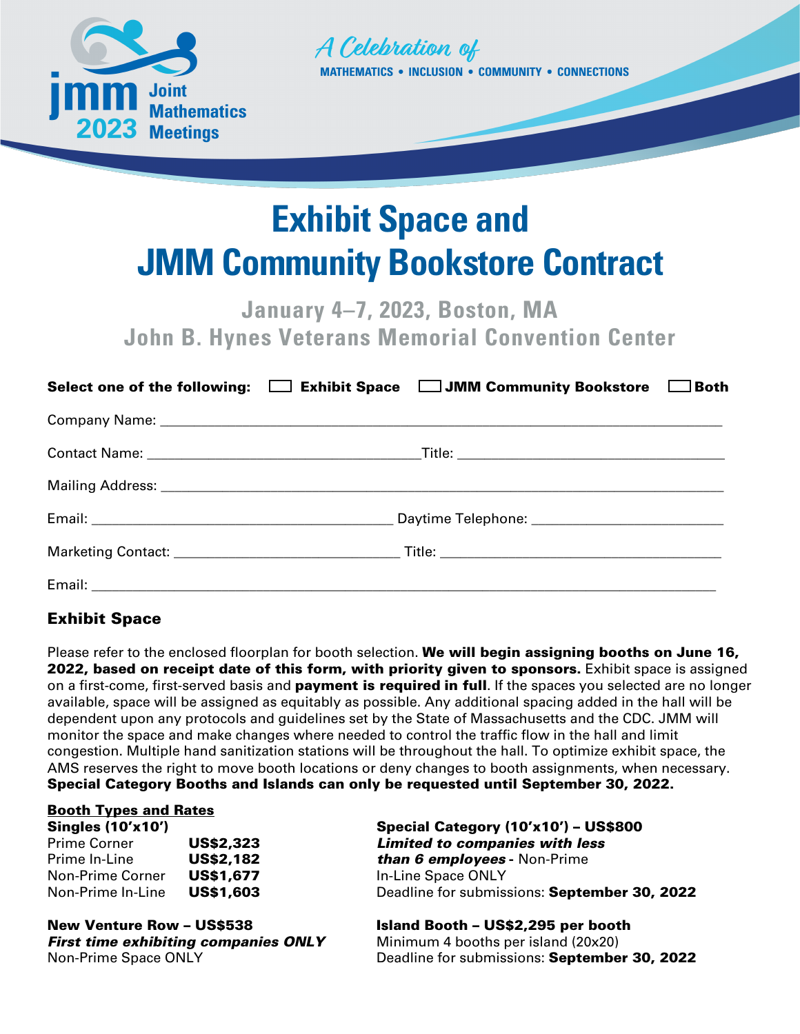jmm 2023 Joint Mathematics Meetings

*A Celebration of*
MATHEMATICS • INCLUSION • COMMUNITY • CONNECTIONS

# Exhibit Space and JMM Community Bookstore Contract

**January 4–7, 2023, Boston, MA**
**John B. Hynes Veterans Memorial Convention Center**

**Select one of the following:** ☐ **Exhibit Space** ☐ **JMM Community Bookstore** ☐ **Both**

Company Name: ____________________________________________

Contact Name: ______________________ Title: ______________________

Mailing Address: ____________________________________________

Email: ______________________ Daytime Telephone: ______________________

Marketing Contact: ______________________ Title: ______________________

Email: ____________________________________________

## Exhibit Space

Please refer to the enclosed floorplan for booth selection. **We will begin assigning booths on June 16, 2022, based on receipt date of this form, with priority given to sponsors.** Exhibit space is assigned on a first-come, first-served basis and **payment is required in full**. If the spaces you selected are no longer available, space will be assigned as equitably as possible. Any additional spacing added in the hall will be dependent upon any protocols and guidelines set by the State of Massachusetts and the CDC. JMM will monitor the space and make changes where needed to control the traffic flow in the hall and limit congestion. Multiple hand sanitization stations will be throughout the hall. To optimize exhibit space, the AMS reserves the right to move booth locations or deny changes to booth assignments, when necessary. **Special Category Booths and Islands can only be requested until September 30, 2022.**

**Booth Types and Rates**

**Singles (10'x10')**

| | |
|---|---|
| Prime Corner | **US$2,323** |
| Prime In-Line | **US$2,182** |
| Non-Prime Corner | **US$1,677** |
| Non-Prime In-Line | **US$1,603** |

**New Venture Row – US$538**
***First time exhibiting companies ONLY***
Non-Prime Space ONLY

**Special Category (10'x10') – US$800**
***Limited to companies with less than 6 employees*** **-** Non-Prime In-Line Space ONLY
Deadline for submissions: **September 30, 2022**

**Island Booth – US$2,295 per booth**
Minimum 4 booths per island (20x20)
Deadline for submissions: **September 30, 2022**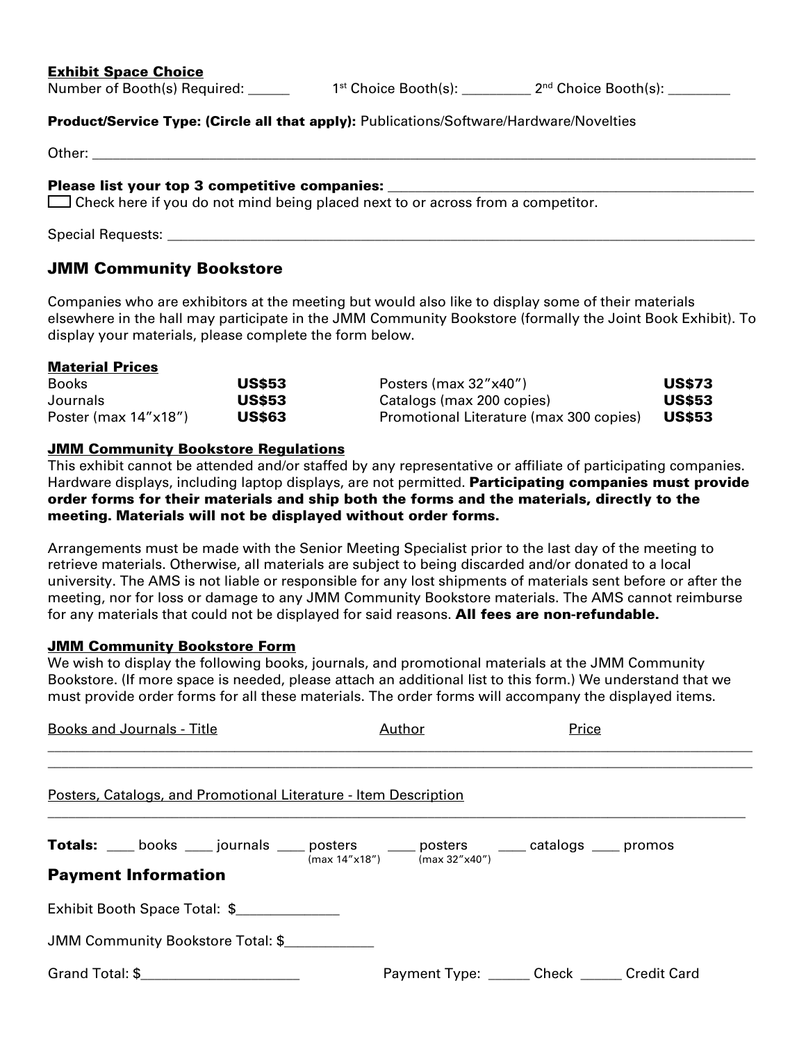**Exhibit Space Choice**

Number of Booth(s) Required: ______ 1st Choice Booth(s): __________ 2nd Choice Booth(s): _________

**Product/Service Type: (Circle all that apply):** Publications/Software/Hardware/Novelties

Other: ______________________________________________________________________________

**Please list your top 3 competitive companies:** ______________________________________

☐ Check here if you do not mind being placed next to or across from a competitor.

Special Requests: ______________________________________________________________________

## JMM Community Bookstore

Companies who are exhibitors at the meeting but would also like to display some of their materials elsewhere in the hall may participate in the JMM Community Bookstore (formally the Joint Book Exhibit). To display your materials, please complete the form below.

**Material Prices**

| | | | |
|---|---|---|---|
| Books | **US$53** | Posters (max 32"x40") | **US$73** |
| Journals | **US$53** | Catalogs (max 200 copies) | **US$53** |
| Poster (max 14"x18") | **US$63** | Promotional Literature (max 300 copies) | **US$53** |

**JMM Community Bookstore Regulations**

This exhibit cannot be attended and/or staffed by any representative or affiliate of participating companies. Hardware displays, including laptop displays, are not permitted. **Participating companies must provide order forms for their materials and ship both the forms and the materials, directly to the meeting. Materials will not be displayed without order forms.**

Arrangements must be made with the Senior Meeting Specialist prior to the last day of the meeting to retrieve materials. Otherwise, all materials are subject to being discarded and/or donated to a local university. The AMS is not liable or responsible for any lost shipments of materials sent before or after the meeting, nor for loss or damage to any JMM Community Bookstore materials. The AMS cannot reimburse for any materials that could not be displayed for said reasons. **All fees are non-refundable.**

**JMM Community Bookstore Form**

We wish to display the following books, journals, and promotional materials at the JMM Community Bookstore. (If more space is needed, please attach an additional list to this form.) We understand that we must provide order forms for all these materials. The order forms will accompany the displayed items.

Books and Journals - Title      Author      Price

______________________________________________________________________________

______________________________________________________________________________

Posters, Catalogs, and Promotional Literature - Item Description

______________________________________________________________________________

**Totals:** ____ books ____ journals ____ posters (max 14"x18") ____ posters (max 32"x40") ____ catalogs ____ promos

## Payment Information

Exhibit Booth Space Total: $______________

JMM Community Bookstore Total: $____________

Grand Total: $_____________________ Payment Type: ______ Check ______ Credit Card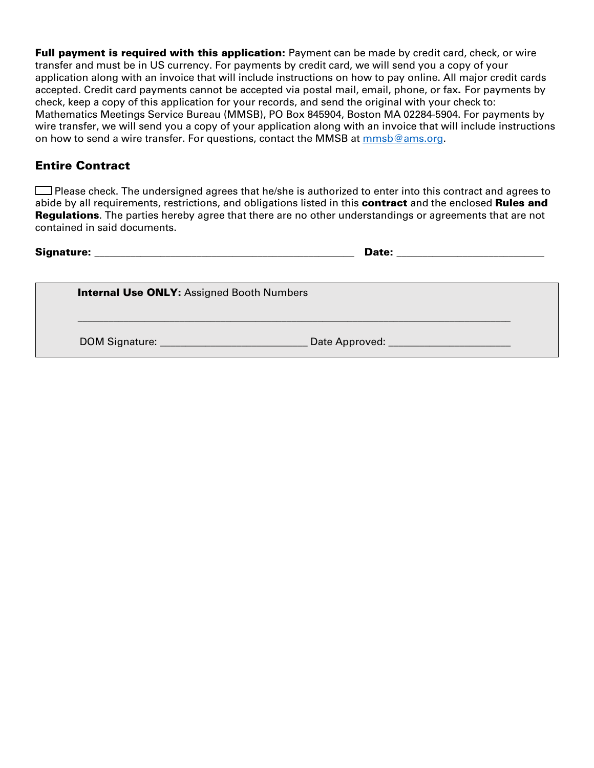**Full payment is required with this application:** Payment can be made by credit card, check, or wire transfer and must be in US currency. For payments by credit card, we will send you a copy of your application along with an invoice that will include instructions on how to pay online. All major credit cards accepted. Credit card payments cannot be accepted via postal mail, email, phone, or fax**.** For payments by check, keep a copy of this application for your records, and send the original with your check to: Mathematics Meetings Service Bureau (MMSB), PO Box 845904, Boston MA 02284-5904. For payments by wire transfer, we will send you a copy of your application along with an invoice that will include instructions on how to send a wire transfer. For questions, contact the MMSB at mmsb@ams.org.

## Entire Contract

☐ Please check. The undersigned agrees that he/she is authorized to enter into this contract and agrees to abide by all requirements, restrictions, and obligations listed in this **contract** and the enclosed **Rules and Regulations**. The parties hereby agree that there are no other understandings or agreements that are not contained in said documents.

**Signature:** ______________________________________________ **Date:** __________________________

**Internal Use ONLY:** Assigned Booth Numbers

_____________________________________________________________________________

DOM Signature: __________________________ Date Approved: _____________________